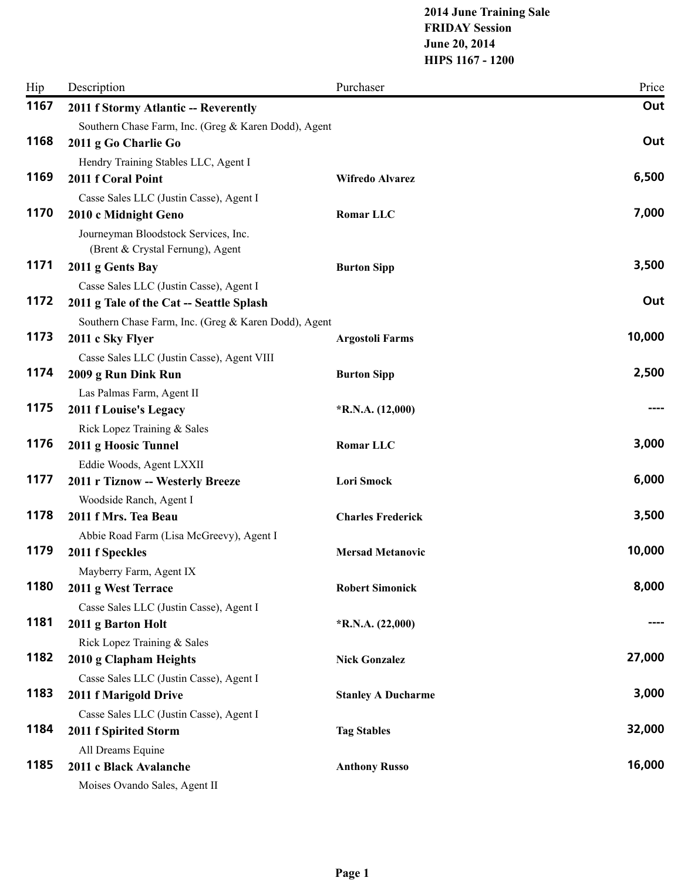**2014 June Training Sale**
**FRIDAY Session**
**June 20, 2014**
**HIPS 1167 - 1200**

| Hip | Description | Purchaser | Price |
|---|---|---|---|
| **1167** | **2011 f Stormy Atlantic -- Reverently**<br>Southern Chase Farm, Inc. (Greg & Karen Dodd), Agent | | **Out** |
| **1168** | **2011 g Go Charlie Go**<br>Hendry Training Stables LLC, Agent I | | **Out** |
| **1169** | **2011 f Coral Point**<br>Casse Sales LLC (Justin Casse), Agent I | **Wifredo Alvarez** | **6,500** |
| **1170** | **2010 c Midnight Geno**<br>Journeyman Bloodstock Services, Inc. (Brent & Crystal Fernung), Agent | **Romar LLC** | **7,000** |
| **1171** | **2011 g Gents Bay**<br>Casse Sales LLC (Justin Casse), Agent I | **Burton Sipp** | **3,500** |
| **1172** | **2011 g Tale of the Cat -- Seattle Splash**<br>Southern Chase Farm, Inc. (Greg & Karen Dodd), Agent | | **Out** |
| **1173** | **2011 c Sky Flyer**<br>Casse Sales LLC (Justin Casse), Agent VIII | **Argostoli Farms** | **10,000** |
| **1174** | **2009 g Run Dink Run**<br>Las Palmas Farm, Agent II | **Burton Sipp** | **2,500** |
| **1175** | **2011 f Louise's Legacy**<br>Rick Lopez Training & Sales | **\*R.N.A. (12,000)** | **----** |
| **1176** | **2011 g Hoosic Tunnel**<br>Eddie Woods, Agent LXXII | **Romar LLC** | **3,000** |
| **1177** | **2011 r Tiznow -- Westerly Breeze**<br>Woodside Ranch, Agent I | **Lori Smock** | **6,000** |
| **1178** | **2011 f Mrs. Tea Beau**<br>Abbie Road Farm (Lisa McGreevy), Agent I | **Charles Frederick** | **3,500** |
| **1179** | **2011 f Speckles**<br>Mayberry Farm, Agent IX | **Mersad Metanovic** | **10,000** |
| **1180** | **2011 g West Terrace**<br>Casse Sales LLC (Justin Casse), Agent I | **Robert Simonick** | **8,000** |
| **1181** | **2011 g Barton Holt**<br>Rick Lopez Training & Sales | **\*R.N.A. (22,000)** | **----** |
| **1182** | **2010 g Clapham Heights**<br>Casse Sales LLC (Justin Casse), Agent I | **Nick Gonzalez** | **27,000** |
| **1183** | **2011 f Marigold Drive**<br>Casse Sales LLC (Justin Casse), Agent I | **Stanley A Ducharme** | **3,000** |
| **1184** | **2011 f Spirited Storm**<br>All Dreams Equine | **Tag Stables** | **32,000** |
| **1185** | **2011 c Black Avalanche**<br>Moises Ovando Sales, Agent II | **Anthony Russo** | **16,000** |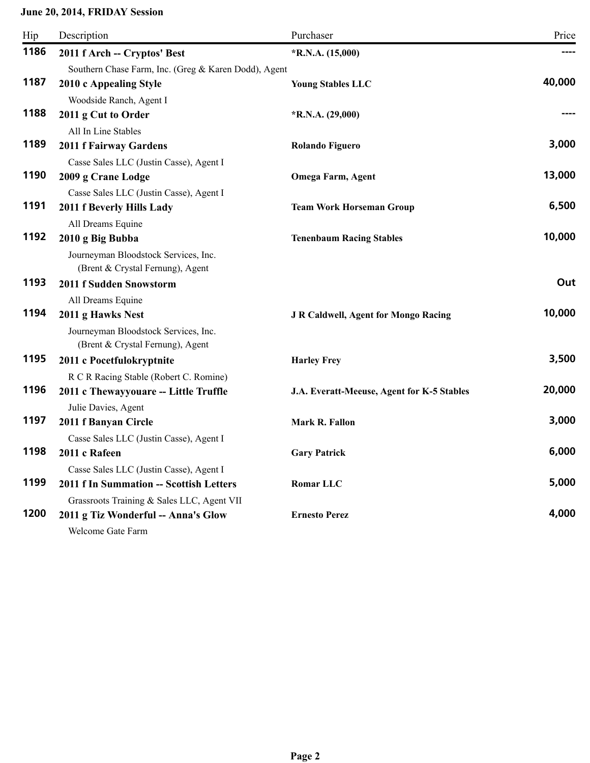**June 20, 2014, FRIDAY Session**

| Hip | Description | Purchaser | Price |
|---|---|---|---|
| **1186** | **2011 f Arch -- Cryptos' Best**<br>Southern Chase Farm, Inc. (Greg & Karen Dodd), Agent | ***R.N.A. (15,000)** | ---- |
| **1187** | **2010 c Appealing Style**<br>Woodside Ranch, Agent I | **Young Stables LLC** | 40,000 |
| **1188** | **2011 g Cut to Order**<br>All In Line Stables | ***R.N.A. (29,000)** | ---- |
| **1189** | **2011 f Fairway Gardens**<br>Casse Sales LLC (Justin Casse), Agent I | **Rolando Figuero** | 3,000 |
| **1190** | **2009 g Crane Lodge**<br>Casse Sales LLC (Justin Casse), Agent I | **Omega Farm, Agent** | 13,000 |
| **1191** | **2011 f Beverly Hills Lady**<br>All Dreams Equine | **Team Work Horseman Group** | 6,500 |
| **1192** | **2010 g Big Bubba**<br>Journeyman Bloodstock Services, Inc. (Brent & Crystal Fernung), Agent | **Tenenbaum Racing Stables** | 10,000 |
| **1193** | **2011 f Sudden Snowstorm**<br>All Dreams Equine | | Out |
| **1194** | **2011 g Hawks Nest**<br>Journeyman Bloodstock Services, Inc. (Brent & Crystal Fernung), Agent | **J R Caldwell, Agent for Mongo Racing** | 10,000 |
| **1195** | **2011 c Pocetfulokryptnite**<br>R C R Racing Stable (Robert C. Romine) | **Harley Frey** | 3,500 |
| **1196** | **2011 c Thewayyouare -- Little Truffle**<br>Julie Davies, Agent | **J.A. Everatt-Meeuse, Agent for K-5 Stables** | 20,000 |
| **1197** | **2011 f Banyan Circle**<br>Casse Sales LLC (Justin Casse), Agent I | **Mark R. Fallon** | 3,000 |
| **1198** | **2011 c Rafeen**<br>Casse Sales LLC (Justin Casse), Agent I | **Gary Patrick** | 6,000 |
| **1199** | **2011 f In Summation -- Scottish Letters**<br>Grassroots Training & Sales LLC, Agent VII | **Romar LLC** | 5,000 |
| **1200** | **2011 g Tiz Wonderful -- Anna's Glow**<br>Welcome Gate Farm | **Ernesto Perez** | 4,000 |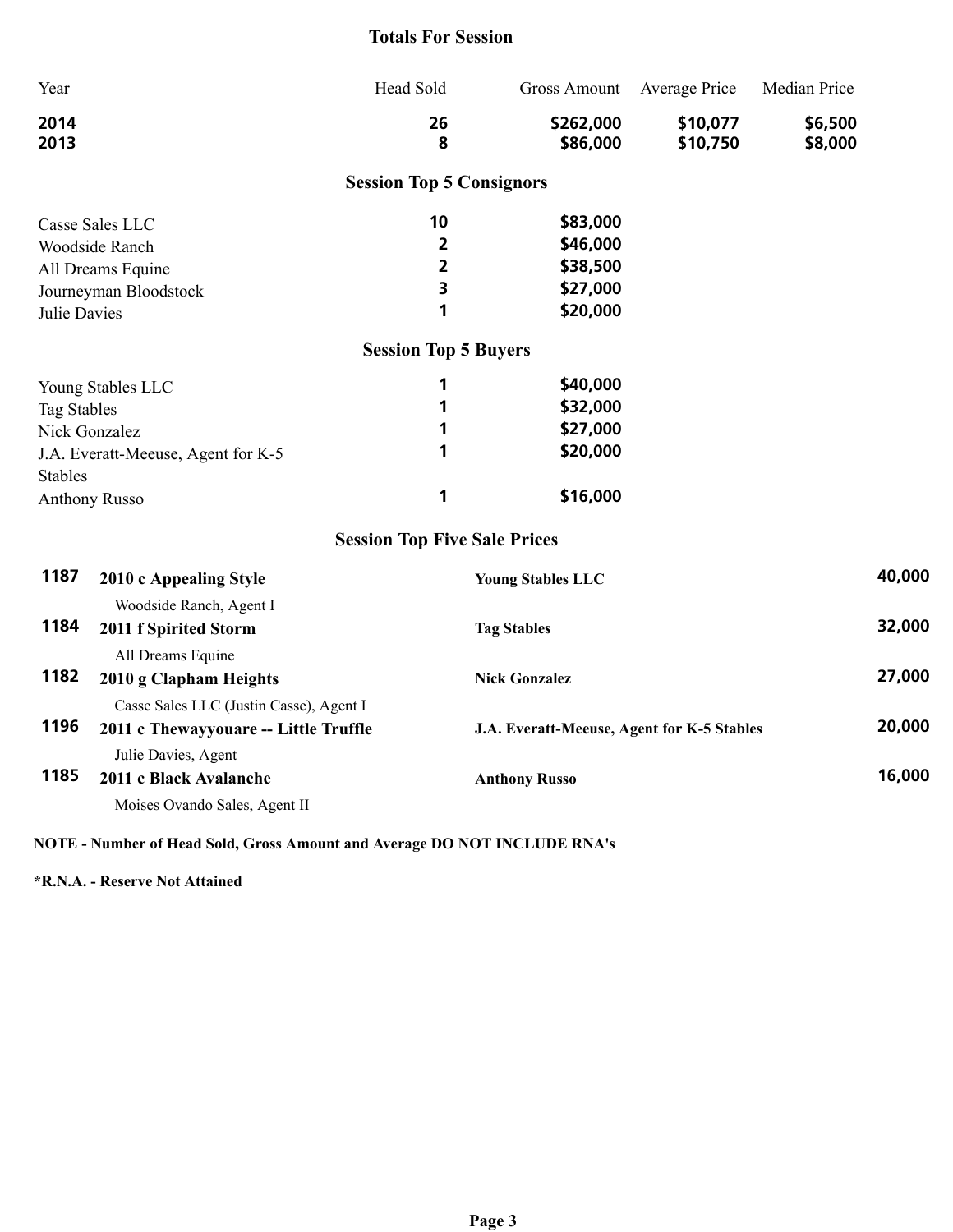## Totals For Session

| Year | Head Sold | Gross Amount | Average Price | Median Price |
|---|---|---|---|---|
| **2014** | **26** | **$262,000** | **$10,077** | **$6,500** |
| **2013** | **8** | **$86,000** | **$10,750** | **$8,000** |

## Session Top 5 Consignors

| | | |
|---|---|---|
| Casse Sales LLC | **10** | **$83,000** |
| Woodside Ranch | **2** | **$46,000** |
| All Dreams Equine | **2** | **$38,500** |
| Journeyman Bloodstock | **3** | **$27,000** |
| Julie Davies | **1** | **$20,000** |

## Session Top 5 Buyers

| | | |
|---|---|---|
| Young Stables LLC | **1** | **$40,000** |
| Tag Stables | **1** | **$32,000** |
| Nick Gonzalez | **1** | **$27,000** |
| J.A. Everatt-Meeuse, Agent for K-5 Stables | **1** | **$20,000** |
| Anthony Russo | **1** | **$16,000** |

## Session Top Five Sale Prices

| | | | |
|---|---|---|---|
| **1187** | **2010 c Appealing Style**<br>Woodside Ranch, Agent I | **Young Stables LLC** | **40,000** |
| **1184** | **2011 f Spirited Storm**<br>All Dreams Equine | **Tag Stables** | **32,000** |
| **1182** | **2010 g Clapham Heights**<br>Casse Sales LLC (Justin Casse), Agent I | **Nick Gonzalez** | **27,000** |
| **1196** | **2011 c Thewayyouare -- Little Truffle**<br>Julie Davies, Agent | **J.A. Everatt-Meeuse, Agent for K-5 Stables** | **20,000** |
| **1185** | **2011 c Black Avalanche**<br>Moises Ovando Sales, Agent II | **Anthony Russo** | **16,000** |

**NOTE - Number of Head Sold, Gross Amount and Average DO NOT INCLUDE RNA's**

***R.N.A. - Reserve Not Attained**